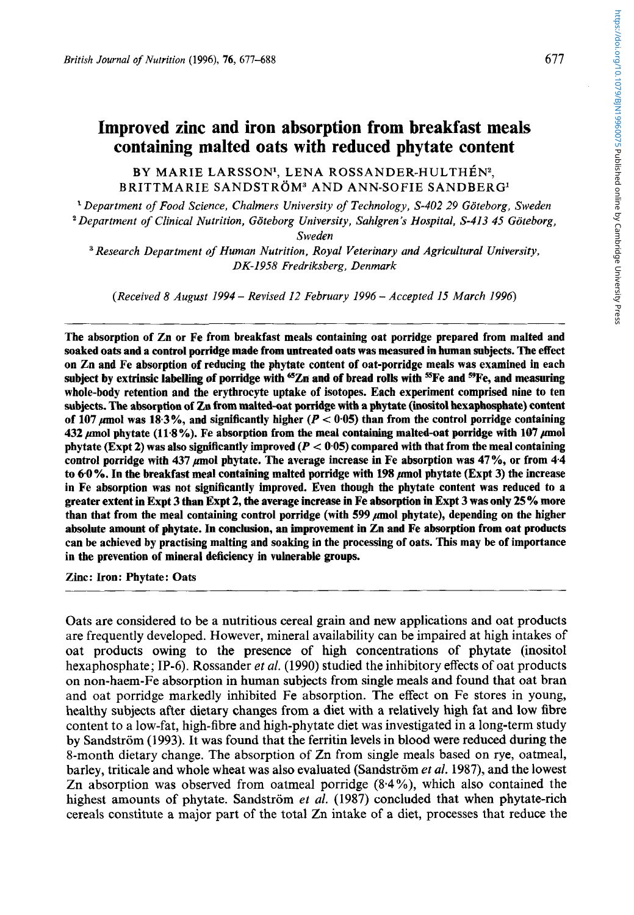# Improved zinc and iron absorption from breakfast meals containing malted oats with reduced phytate content

BY MARIE LARSSON[1], LENA ROSSANDER-HULTHÉN[2], BRITTMARIE SANDSTRÖM[3] AND ANN-SOFIE SANDBERG[1]

[1] *Department of Food Science, Chalmers University of Technology, S-402 29 Göteborg, Sweden*
[2] *Department of Clinical Nutrition, Göteborg University, Sahlgren's Hospital, S-413 45 Göteborg, Sweden*
[3] *Research Department of Human Nutrition, Royal Veterinary and Agricultural University, DK-1958 Fredriksberg, Denmark*

*(Received 8 August 1994 – Revised 12 February 1996 – Accepted 15 March 1996)*

**The absorption of Zn or Fe from breakfast meals containing oat porridge prepared from malted and soaked oats and a control porridge made from untreated oats was measured in human subjects. The effect on Zn and Fe absorption of reducing the phytate content of oat-porridge meals was examined in each subject by extrinsic labelling of porridge with $^{65}$Zn and of bread rolls with $^{55}$Fe and $^{59}$Fe, and measuring whole-body retention and the erythrocyte uptake of isotopes. Each experiment comprised nine to ten subjects. The absorption of Zn from malted-oat porridge with a phytate (inositol hexaphosphate) content of 107 μmol was 18·3%, and significantly higher ($P < 0·05$) than from the control porridge containing 432 μmol phytate (11·8%). Fe absorption from the meal containing malted-oat porridge with 107 μmol phytate (Expt 2) was also significantly improved ($P < 0·05$) compared with that from the meal containing control porridge with 437 μmol phytate. The average increase in Fe absorption was 47%, or from 4·4 to 6·0%. In the breakfast meal containing malted porridge with 198 μmol phytate (Expt 3) the increase in Fe absorption was not significantly improved. Even though the phytate content was reduced to a greater extent in Expt 3 than Expt 2, the average increase in Fe absorption in Expt 3 was only 25% more than that from the meal containing control porridge (with 599 μmol phytate), depending on the higher absolute amount of phytate. In conclusion, an improvement in Zn and Fe absorption from oat products can be achieved by practising malting and soaking in the processing of oats. This may be of importance in the prevention of mineral deficiency in vulnerable groups.**

**Zinc: Iron: Phytate: Oats**

Oats are considered to be a nutritious cereal grain and new applications and oat products are frequently developed. However, mineral availability can be impaired at high intakes of oat products owing to the presence of high concentrations of phytate (inositol hexaphosphate; IP-6). Rossander *et al.* (1990) studied the inhibitory effects of oat products on non-haem-Fe absorption in human subjects from single meals and found that oat bran and oat porridge markedly inhibited Fe absorption. The effect on Fe stores in young, healthy subjects after dietary changes from a diet with a relatively high fat and low fibre content to a low-fat, high-fibre and high-phytate diet was investigated in a long-term study by Sandström (1993). It was found that the ferritin levels in blood were reduced during the 8-month dietary change. The absorption of Zn from single meals based on rye, oatmeal, barley, triticale and whole wheat was also evaluated (Sandström *et al.* 1987), and the lowest Zn absorption was observed from oatmeal porridge (8·4%), which also contained the highest amounts of phytate. Sandström *et al.* (1987) concluded that when phytate-rich cereals constitute a major part of the total Zn intake of a diet, processes that reduce the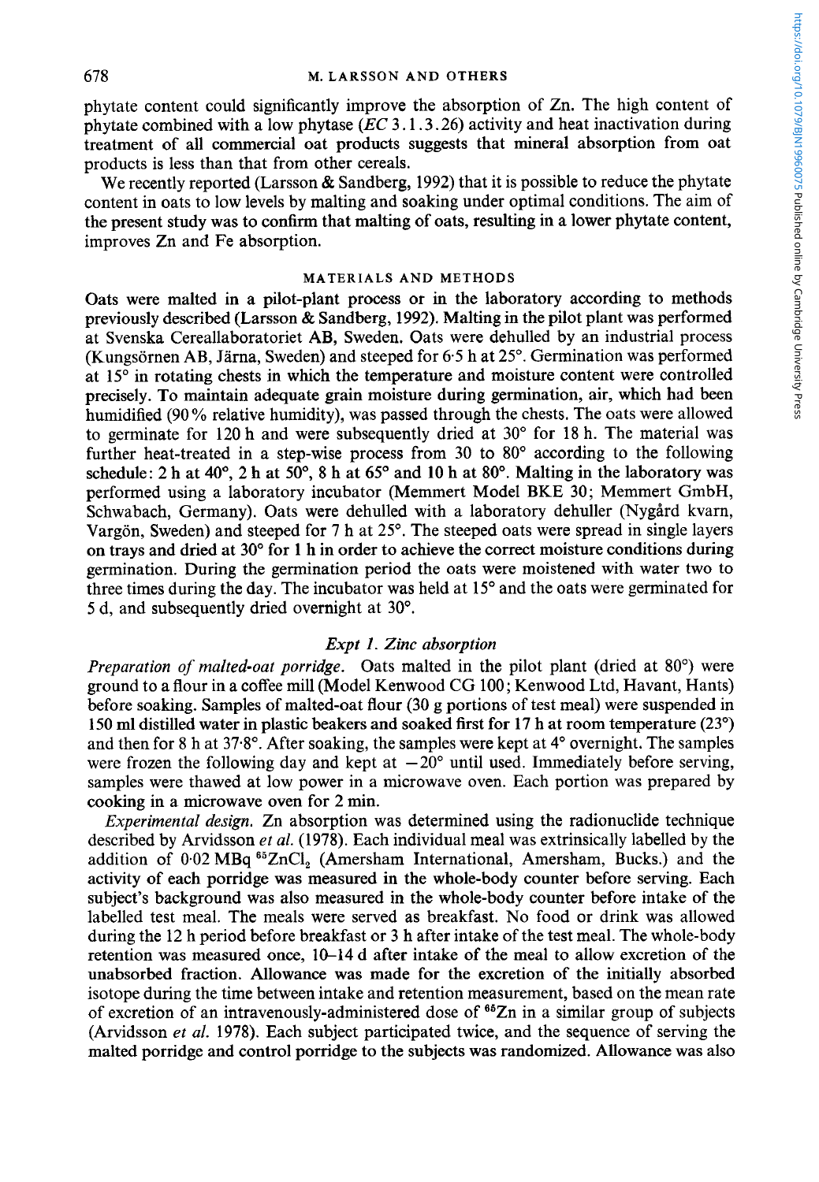phytate content could significantly improve the absorption of Zn. The high content of phytate combined with a low phytase (*EC* 3.1.3.26) activity and heat inactivation during treatment of all commercial oat products suggests that mineral absorption from oat products is less than that from other cereals.

We recently reported (Larsson & Sandberg, 1992) that it is possible to reduce the phytate content in oats to low levels by malting and soaking under optimal conditions. The aim of the present study was to confirm that malting of oats, resulting in a lower phytate content, improves Zn and Fe absorption.

## MATERIALS AND METHODS

Oats were malted in a pilot-plant process or in the laboratory according to methods previously described (Larsson & Sandberg, 1992). Malting in the pilot plant was performed at Svenska Cereallaboratoriet AB, Sweden. Oats were dehulled by an industrial process (Kungsörnen AB, Järna, Sweden) and steeped for 6·5 h at 25°. Germination was performed at 15° in rotating chests in which the temperature and moisture content were controlled precisely. To maintain adequate grain moisture during germination, air, which had been humidified (90% relative humidity), was passed through the chests. The oats were allowed to germinate for 120 h and were subsequently dried at 30° for 18 h. The material was further heat-treated in a step-wise process from 30 to 80° according to the following schedule: 2 h at 40°, 2 h at 50°, 8 h at 65° and 10 h at 80°. Malting in the laboratory was performed using a laboratory incubator (Memmert Model BKE 30; Memmert GmbH, Schwabach, Germany). Oats were dehulled with a laboratory dehuller (Nygård kvarn, Vargön, Sweden) and steeped for 7 h at 25°. The steeped oats were spread in single layers on trays and dried at 30° for 1 h in order to achieve the correct moisture conditions during germination. During the germination period the oats were moistened with water two to three times during the day. The incubator was held at 15° and the oats were germinated for 5 d, and subsequently dried overnight at 30°.

### *Expt 1. Zinc absorption*

*Preparation of malted-oat porridge.* Oats malted in the pilot plant (dried at 80°) were ground to a flour in a coffee mill (Model Kenwood CG 100; Kenwood Ltd, Havant, Hants) before soaking. Samples of malted-oat flour (30 g portions of test meal) were suspended in 150 ml distilled water in plastic beakers and soaked first for 17 h at room temperature (23°) and then for 8 h at 37·8°. After soaking, the samples were kept at 4° overnight. The samples were frozen the following day and kept at −20° until used. Immediately before serving, samples were thawed at low power in a microwave oven. Each portion was prepared by cooking in a microwave oven for 2 min.

*Experimental design.* Zn absorption was determined using the radionuclide technique described by Arvidsson *et al.* (1978). Each individual meal was extrinsically labelled by the addition of 0·02 MBq $^{65}ZnCl_2$ (Amersham International, Amersham, Bucks.) and the activity of each porridge was measured in the whole-body counter before serving. Each subject's background was also measured in the whole-body counter before intake of the labelled test meal. The meals were served as breakfast. No food or drink was allowed during the 12 h period before breakfast or 3 h after intake of the test meal. The whole-body retention was measured once, 10–14 d after intake of the meal to allow excretion of the unabsorbed fraction. Allowance was made for the excretion of the initially absorbed isotope during the time between intake and retention measurement, based on the mean rate of excretion of an intravenously-administered dose of $^{65}Zn$ in a similar group of subjects (Arvidsson *et al.* 1978). Each subject participated twice, and the sequence of serving the malted porridge and control porridge to the subjects was randomized. Allowance was also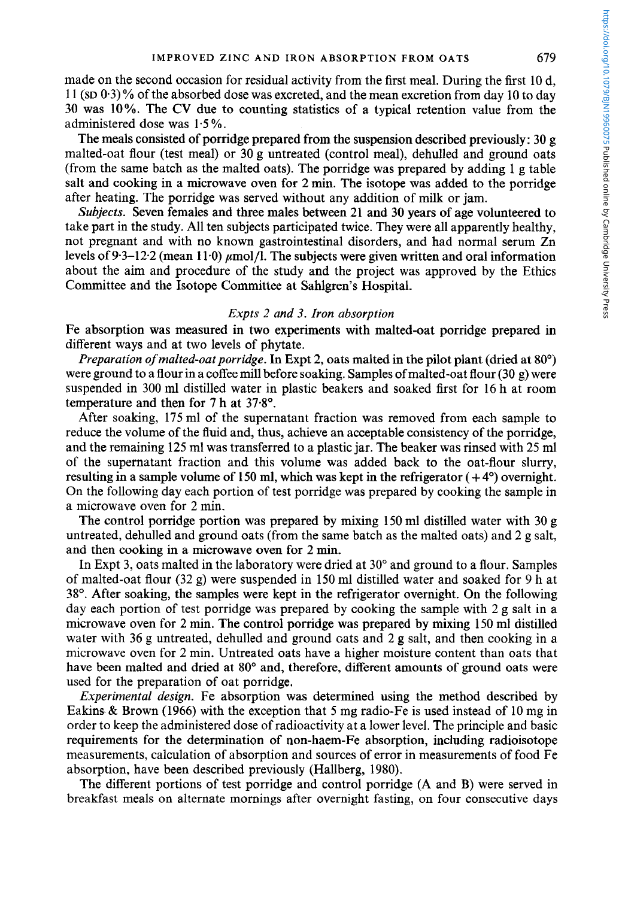made on the second occasion for residual activity from the first meal. During the first 10 d, 11 (SD 0·3) % of the absorbed dose was excreted, and the mean excretion from day 10 to day 30 was 10%. The CV due to counting statistics of a typical retention value from the administered dose was 1·5%.

The meals consisted of porridge prepared from the suspension described previously: 30 g malted-oat flour (test meal) or 30 g untreated (control meal), dehulled and ground oats (from the same batch as the malted oats). The porridge was prepared by adding 1 g table salt and cooking in a microwave oven for 2 min. The isotope was added to the porridge after heating. The porridge was served without any addition of milk or jam.

*Subjects.* Seven females and three males between 21 and 30 years of age volunteered to take part in the study. All ten subjects participated twice. They were all apparently healthy, not pregnant and with no known gastrointestinal disorders, and had normal serum Zn levels of 9·3–12·2 (mean 11·0) μmol/l. The subjects were given written and oral information about the aim and procedure of the study and the project was approved by the Ethics Committee and the Isotope Committee at Sahlgren's Hospital.

### *Expts 2 and 3. Iron absorption*

Fe absorption was measured in two experiments with malted-oat porridge prepared in different ways and at two levels of phytate.

*Preparation of malted-oat porridge.* In Expt 2, oats malted in the pilot plant (dried at 80°) were ground to a flour in a coffee mill before soaking. Samples of malted-oat flour (30 g) were suspended in 300 ml distilled water in plastic beakers and soaked first for 16 h at room temperature and then for 7 h at 37·8°.

After soaking, 175 ml of the supernatant fraction was removed from each sample to reduce the volume of the fluid and, thus, achieve an acceptable consistency of the porridge, and the remaining 125 ml was transferred to a plastic jar. The beaker was rinsed with 25 ml of the supernatant fraction and this volume was added back to the oat-flour slurry, resulting in a sample volume of 150 ml, which was kept in the refrigerator (+4°) overnight. On the following day each portion of test porridge was prepared by cooking the sample in a microwave oven for 2 min.

The control porridge portion was prepared by mixing 150 ml distilled water with 30 g untreated, dehulled and ground oats (from the same batch as the malted oats) and 2 g salt, and then cooking in a microwave oven for 2 min.

In Expt 3, oats malted in the laboratory were dried at 30° and ground to a flour. Samples of malted-oat flour (32 g) were suspended in 150 ml distilled water and soaked for 9 h at 38°. After soaking, the samples were kept in the refrigerator overnight. On the following day each portion of test porridge was prepared by cooking the sample with 2 g salt in a microwave oven for 2 min. The control porridge was prepared by mixing 150 ml distilled water with 36 g untreated, dehulled and ground oats and 2 g salt, and then cooking in a microwave oven for 2 min. Untreated oats have a higher moisture content than oats that have been malted and dried at 80° and, therefore, different amounts of ground oats were used for the preparation of oat porridge.

*Experimental design.* Fe absorption was determined using the method described by Eakins & Brown (1966) with the exception that 5 mg radio-Fe is used instead of 10 mg in order to keep the administered dose of radioactivity at a lower level. The principle and basic requirements for the determination of non-haem-Fe absorption, including radioisotope measurements, calculation of absorption and sources of error in measurements of food Fe absorption, have been described previously (Hallberg, 1980).

The different portions of test porridge and control porridge (A and B) were served in breakfast meals on alternate mornings after overnight fasting, on four consecutive days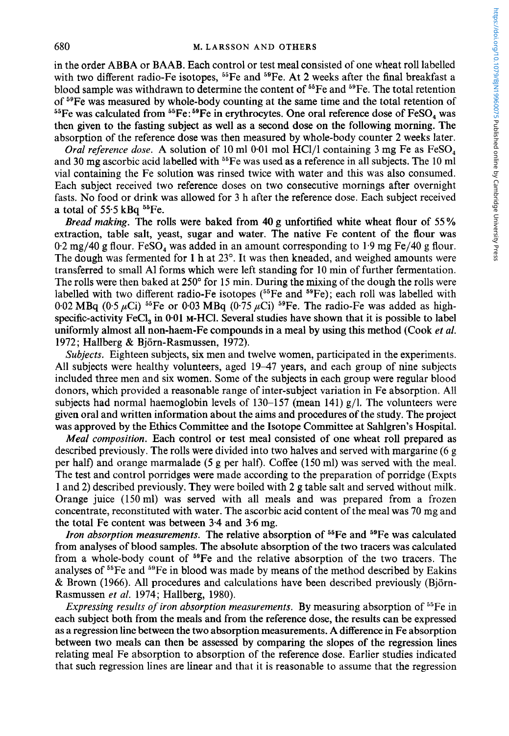in the order ABBA or BAAB. Each control or test meal consisted of one wheat roll labelled with two different radio-Fe isotopes, $^{55}Fe$ and $^{59}Fe$. At 2 weeks after the final breakfast a blood sample was withdrawn to determine the content of $^{55}Fe$ and $^{59}Fe$. The total retention of $^{59}Fe$ was measured by whole-body counting at the same time and the total retention of $^{55}Fe$ was calculated from $^{55}Fe$:$^{59}Fe$ in erythrocytes. One oral reference dose of $FeSO_4$ was then given to the fasting subject as well as a second dose on the following morning. The absorption of the reference dose was then measured by whole-body counter 2 weeks later.

*Oral reference dose.* A solution of 10 ml 0·01 mol HCl/l containing 3 mg Fe as $FeSO_4$ and 30 mg ascorbic acid labelled with $^{55}Fe$ was used as a reference in all subjects. The 10 ml vial containing the Fe solution was rinsed twice with water and this was also consumed. Each subject received two reference doses on two consecutive mornings after overnight fasts. No food or drink was allowed for 3 h after the reference dose. Each subject received a total of 55·5 kBq $^{55}Fe$.

*Bread making.* The rolls were baked from 40 g unfortified white wheat flour of 55% extraction, table salt, yeast, sugar and water. The native Fe content of the flour was 0·2 mg/40 g flour. $FeSO_4$ was added in an amount corresponding to 1·9 mg Fe/40 g flour. The dough was fermented for 1 h at 23°. It was then kneaded, and weighed amounts were transferred to small Al forms which were left standing for 10 min of further fermentation. The rolls were then baked at 250° for 15 min. During the mixing of the dough the rolls were labelled with two different radio-Fe isotopes ($^{55}Fe$ and $^{59}Fe$); each roll was labelled with 0·02 MBq (0·5 $\mu$Ci) $^{55}Fe$ or 0·03 MBq (0·75 $\mu$Ci) $^{59}Fe$. The radio-Fe was added as high-specific-activity $FeCl_3$ in 0·01 M-HCl. Several studies have shown that it is possible to label uniformly almost all non-haem-Fe compounds in a meal by using this method (Cook *et al.* 1972; Hallberg & Björn-Rasmussen, 1972).

*Subjects.* Eighteen subjects, six men and twelve women, participated in the experiments. All subjects were healthy volunteers, aged 19–47 years, and each group of nine subjects included three men and six women. Some of the subjects in each group were regular blood donors, which provided a reasonable range of inter-subject variation in Fe absorption. All subjects had normal haemoglobin levels of 130–157 (mean 141) g/l. The volunteers were given oral and written information about the aims and procedures of the study. The project was approved by the Ethics Committee and the Isotope Committee at Sahlgren's Hospital.

*Meal composition.* Each control or test meal consisted of one wheat roll prepared as described previously. The rolls were divided into two halves and served with margarine (6 g per half) and orange marmalade (5 g per half). Coffee (150 ml) was served with the meal. The test and control porridges were made according to the preparation of porridge (Expts 1 and 2) described previously. They were boiled with 2 g table salt and served without milk. Orange juice (150 ml) was served with all meals and was prepared from a frozen concentrate, reconstituted with water. The ascorbic acid content of the meal was 70 mg and the total Fe content was between 3·4 and 3·6 mg.

*Iron absorption measurements.* The relative absorption of $^{55}Fe$ and $^{59}Fe$ was calculated from analyses of blood samples. The absolute absorption of the two tracers was calculated from a whole-body count of $^{59}Fe$ and the relative absorption of the two tracers. The analyses of $^{55}Fe$ and $^{59}Fe$ in blood was made by means of the method described by Eakins & Brown (1966). All procedures and calculations have been described previously (Björn-Rasmussen *et al.* 1974; Hallberg, 1980).

*Expressing results of iron absorption measurements.* By measuring absorption of $^{55}Fe$ in each subject both from the meals and from the reference dose, the results can be expressed as a regression line between the two absorption measurements. A difference in Fe absorption between two meals can then be assessed by comparing the slopes of the regression lines relating meal Fe absorption to absorption of the reference dose. Earlier studies indicated that such regression lines are linear and that it is reasonable to assume that the regression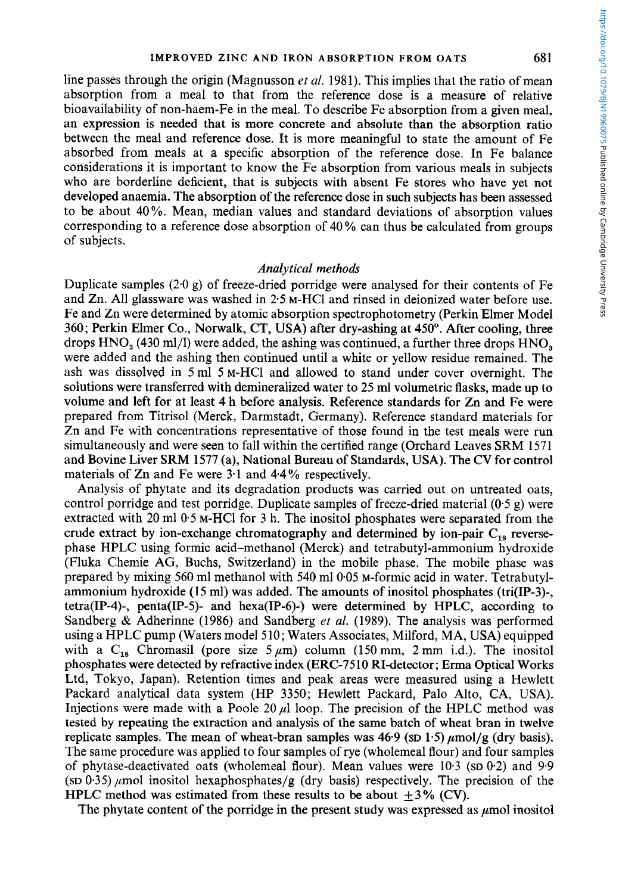line passes through the origin (Magnusson *et al.* 1981). This implies that the ratio of mean absorption from a meal to that from the reference dose is a measure of relative bioavailability of non-haem-Fe in the meal. To describe Fe absorption from a given meal, an expression is needed that is more concrete and absolute than the absorption ratio between the meal and reference dose. It is more meaningful to state the amount of Fe absorbed from meals at a specific absorption of the reference dose. In Fe balance considerations it is important to know the Fe absorption from various meals in subjects who are borderline deficient, that is subjects with absent Fe stores who have yet not developed anaemia. The absorption of the reference dose in such subjects has been assessed to be about 40%. Mean, median values and standard deviations of absorption values corresponding to a reference dose absorption of 40% can thus be calculated from groups of subjects.

### *Analytical methods*

Duplicate samples (2·0 g) of freeze-dried porridge were analysed for their contents of Fe and Zn. All glassware was washed in 2·5 M-HCl and rinsed in deionized water before use. Fe and Zn were determined by atomic absorption spectrophotometry (Perkin Elmer Model 360; Perkin Elmer Co., Norwalk, CT, USA) after dry-ashing at 450°. After cooling, three drops $HNO_3$ (430 ml/l) were added, the ashing was continued, a further three drops $HNO_3$ were added and the ashing then continued until a white or yellow residue remained. The ash was dissolved in 5 ml 5 M-HCl and allowed to stand under cover overnight. The solutions were transferred with demineralized water to 25 ml volumetric flasks, made up to volume and left for at least 4 h before analysis. Reference standards for Zn and Fe were prepared from Titrisol (Merck, Darmstadt, Germany). Reference standard materials for Zn and Fe with concentrations representative of those found in the test meals were run simultaneously and were seen to fall within the certified range (Orchard Leaves SRM 1571 and Bovine Liver SRM 1577 (a), National Bureau of Standards, USA). The CV for control materials of Zn and Fe were 3·1 and 4·4% respectively.

Analysis of phytate and its degradation products was carried out on untreated oats, control porridge and test porridge. Duplicate samples of freeze-dried material (0·5 g) were extracted with 20 ml 0·5 M-HCl for 3 h. The inositol phosphates were separated from the crude extract by ion-exchange chromatography and determined by ion-pair $C_{18}$ reverse-phase HPLC using formic acid–methanol (Merck) and tetrabutyl-ammonium hydroxide (Fluka Chemie AG, Buchs, Switzerland) in the mobile phase. The mobile phase was prepared by mixing 560 ml methanol with 540 ml 0·05 M-formic acid in water. Tetrabutyl-ammonium hydroxide (15 ml) was added. The amounts of inositol phosphates (tri(IP-3)-, tetra(IP-4)-, penta(IP-5)- and hexa(IP-6)-) were determined by HPLC, according to Sandberg & Adherinne (1986) and Sandberg *et al.* (1989). The analysis was performed using a HPLC pump (Waters model 510; Waters Associates, Milford, MA, USA) equipped with a $C_{18}$ Chromasil (pore size 5 $\mu$m) column (150 mm, 2 mm i.d.). The inositol phosphates were detected by refractive index (ERC-7510 RI-detector; Erma Optical Works Ltd, Tokyo, Japan). Retention times and peak areas were measured using a Hewlett Packard analytical data system (HP 3350; Hewlett Packard, Palo Alto, CA, USA). Injections were made with a Poole 20 $\mu$l loop. The precision of the HPLC method was tested by repeating the extraction and analysis of the same batch of wheat bran in twelve replicate samples. The mean of wheat-bran samples was 46·9 (SD 1·5) $\mu$mol/g (dry basis). The same procedure was applied to four samples of rye (wholemeal flour) and four samples of phytase-deactivated oats (wholemeal flour). Mean values were 10·3 (SD 0·2) and 9·9 (SD 0·35) $\mu$mol inositol hexaphosphates/g (dry basis) respectively. The precision of the HPLC method was estimated from these results to be about $\pm 3$% (CV).

The phytate content of the porridge in the present study was expressed as $\mu$mol inositol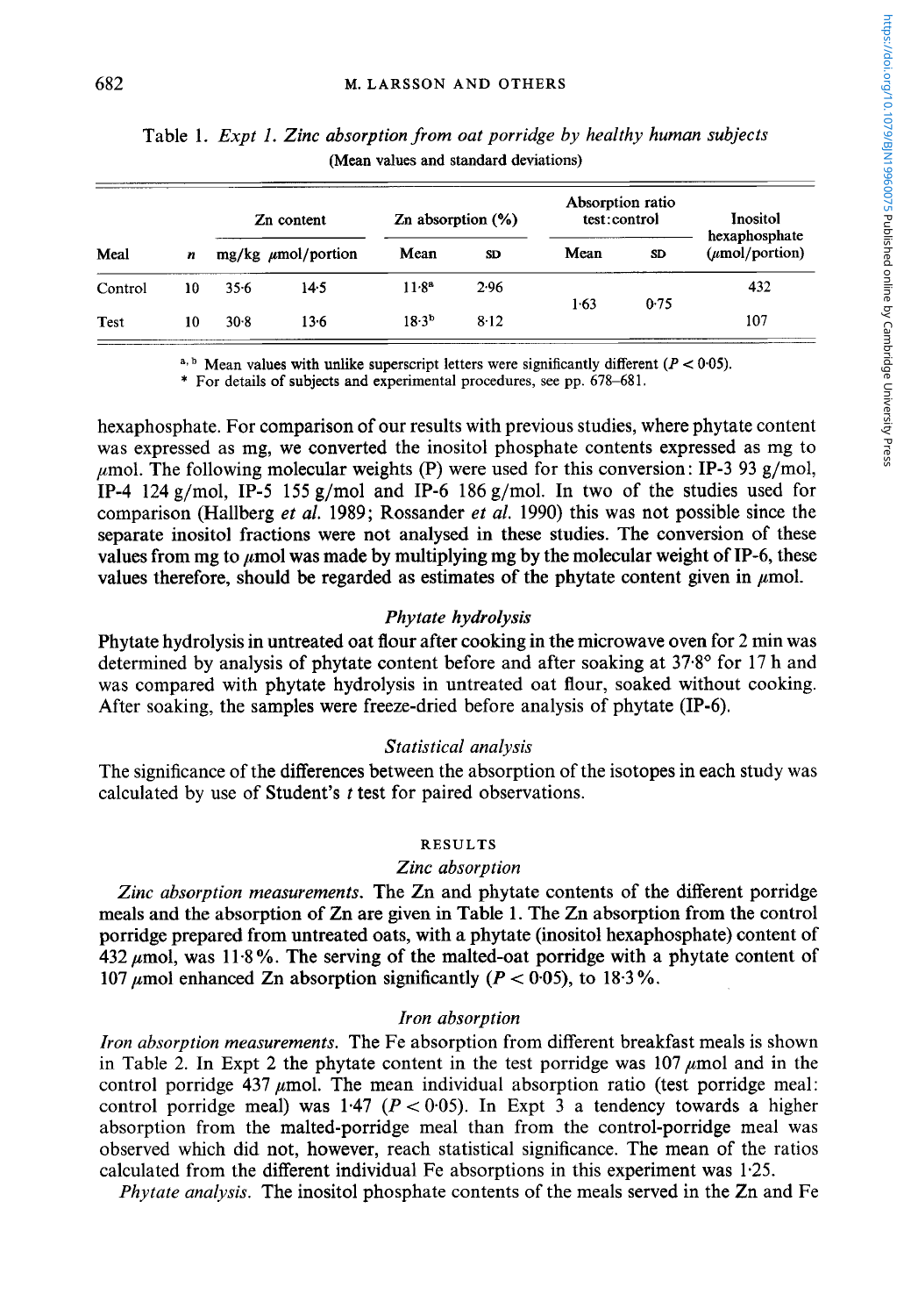Table 1. *Expt 1. Zinc absorption from oat porridge by healthy human subjects*
(Mean values and standard deviations)

| Meal | $n$ | Zn content | | Zn absorption (%) | | Absorption ratio test:control | | Inositol hexaphosphate ($\mu$mol/portion) |
|---|---|---|---|---|---|---|---|---|
| | | mg/kg | $\mu$mol/portion | Mean | SD | Mean | SD | |
| Control | 10 | 35·6 | 14·5 | 11·8[a] | 2·96 | 1·63 | 0·75 | 432 |
| Test | 10 | 30·8 | 13·6 | 18·3[b] | 8·12 | | | 107 |

[a, b] Mean values with unlike superscript letters were significantly different ($P < 0.05$).

\* For details of subjects and experimental procedures, see pp. 678–681.

hexaphosphate. For comparison of our results with previous studies, where phytate content was expressed as mg, we converted the inositol phosphate contents expressed as mg to $\mu$mol. The following molecular weights (P) were used for this conversion: IP-3 93 g/mol, IP-4 124 g/mol, IP-5 155 g/mol and IP-6 186 g/mol. In two of the studies used for comparison (Hallberg *et al.* 1989; Rossander *et al.* 1990) this was not possible since the separate inositol fractions were not analysed in these studies. The conversion of these values from mg to $\mu$mol was made by multiplying mg by the molecular weight of IP-6, these values therefore, should be regarded as estimates of the phytate content given in $\mu$mol.

### *Phytate hydrolysis*

Phytate hydrolysis in untreated oat flour after cooking in the microwave oven for 2 min was determined by analysis of phytate content before and after soaking at 37·8° for 17 h and was compared with phytate hydrolysis in untreated oat flour, soaked without cooking. After soaking, the samples were freeze-dried before analysis of phytate (IP-6).

### *Statistical analysis*

The significance of the differences between the absorption of the isotopes in each study was calculated by use of Student's $t$ test for paired observations.

## RESULTS

### *Zinc absorption*

*Zinc absorption measurements.* The Zn and phytate contents of the different porridge meals and the absorption of Zn are given in Table 1. The Zn absorption from the control porridge prepared from untreated oats, with a phytate (inositol hexaphosphate) content of 432 $\mu$mol, was 11·8%. The serving of the malted-oat porridge with a phytate content of 107 $\mu$mol enhanced Zn absorption significantly ($P < 0.05$), to 18·3%.

### *Iron absorption*

*Iron absorption measurements.* The Fe absorption from different breakfast meals is shown in Table 2. In Expt 2 the phytate content in the test porridge was 107 $\mu$mol and in the control porridge 437 $\mu$mol. The mean individual absorption ratio (test porridge meal: control porridge meal) was 1·47 ($P < 0.05$). In Expt 3 a tendency towards a higher absorption from the malted-porridge meal than from the control-porridge meal was observed which did not, however, reach statistical significance. The mean of the ratios calculated from the different individual Fe absorptions in this experiment was 1·25.

*Phytate analysis.* The inositol phosphate contents of the meals served in the Zn and Fe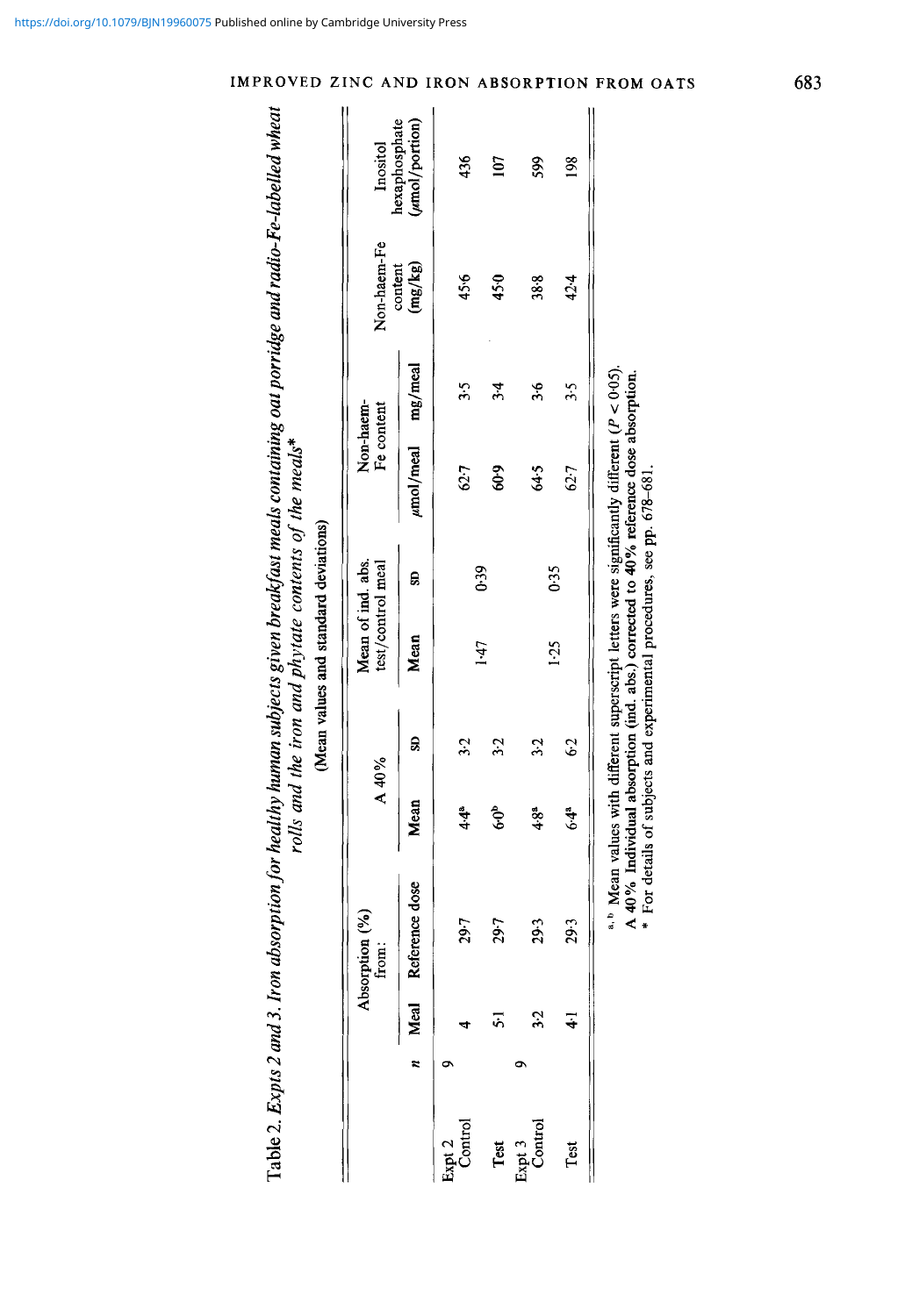Table 2. *Expts 2 and 3. Iron absorption for healthy human subjects given breakfast meals containing oat porridge and radio-Fe-labelled wheat rolls and the iron and phytate contents of the meals**

(Mean values and standard deviations)

| | *n* | Absorption (%) from: | | A 40% | | Mean of ind. abs. test/control meal | | Non-haem-Fe content | | Non-haem-Fe content (mg/kg) | Inositol hexaphosphate (μmol/portion) |
|---|---|---|---|---|---|---|---|---|---|---|---|
| | | Meal | Reference dose | Mean | SD | Mean | SD | μmol/meal | mg/meal | | |
| Expt 2 | 9 | | | | | | | | | | |
| Control | | 4 | 29·7 | 4·4[a] | 3·2 | | | 62·7 | 3·5 | 45·6 | 436 |
| | | | | | | 1·47 | 0·39 | | | | |
| Test | | 5·1 | 29·7 | 6·0[b] | 3·2 | | | 60·9 | 3·4 | 45·0 | 107 |
| Expt 3 | 9 | | | | | | | | | | |
| Control | | 3·2 | 29·3 | 4·8[a] | 3·2 | | | 64·5 | 3·6 | 38·8 | 599 |
| | | | | | | 1·25 | 0·35 | | | | |
| Test | | 4·1 | 29·3 | 6·4[a] | 6·2 | | | 62·7 | 3·5 | 42·4 | 198 |

[a, b] Mean values with different superscript letters were significantly different ($P < 0·05$).

A 40% Individual absorption (ind. abs.) corrected to 40% reference dose absorption.

\* For details of subjects and experimental procedures, see pp. 678–681.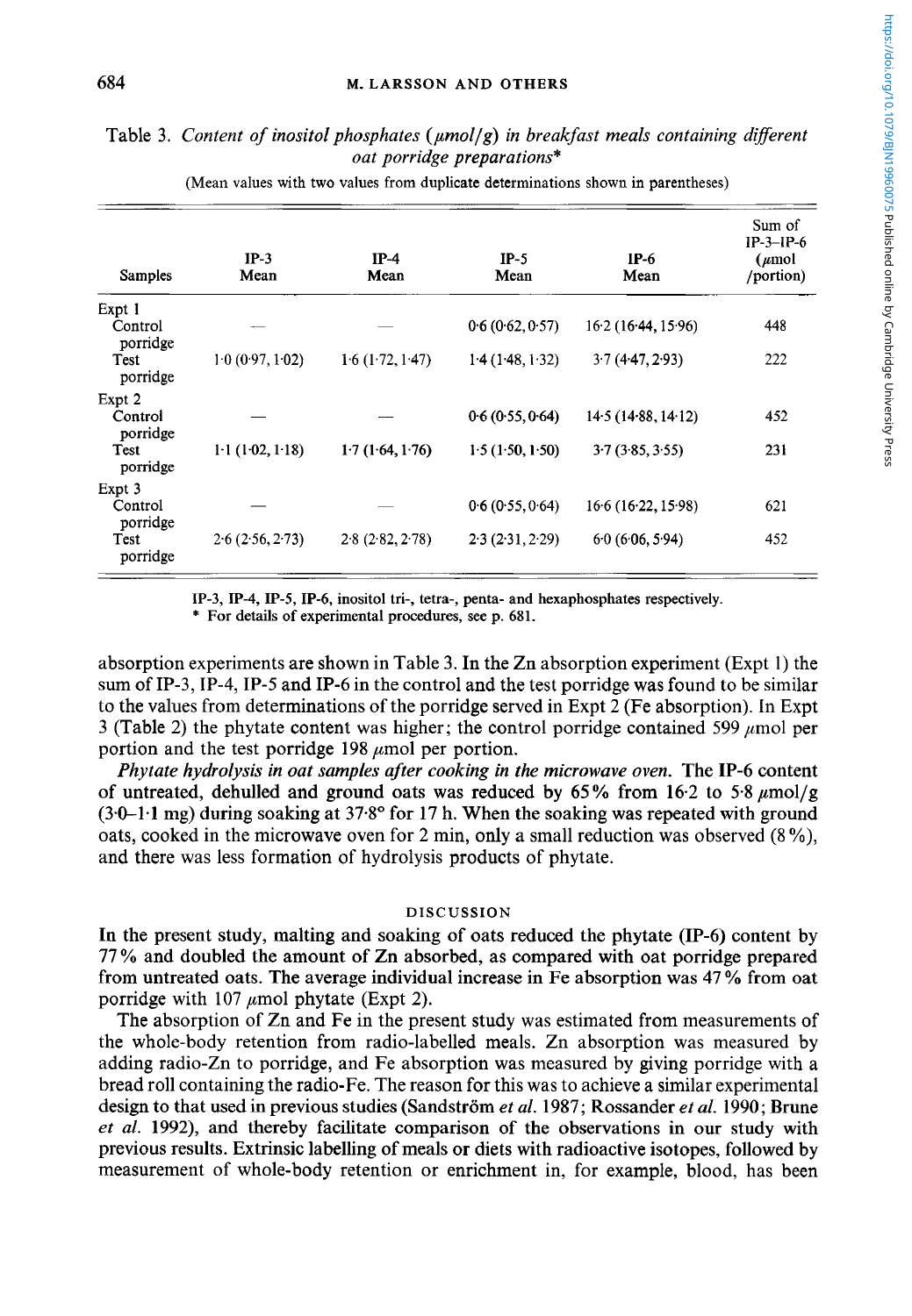Table 3. *Content of inositol phosphates (μmol/g) in breakfast meals containing different oat porridge preparations**

(Mean values with two values from duplicate determinations shown in parentheses)

| Samples | IP-3 Mean | IP-4 Mean | IP-5 Mean | IP-6 Mean | Sum of IP-3–IP-6 (μmol /portion) |
|---|---|---|---|---|---|
| Expt 1 | | | | | |
| Control porridge | — | — | 0·6 (0·62, 0·57) | 16·2 (16·44, 15·96) | 448 |
| Test porridge | 1·0 (0·97, 1·02) | 1·6 (1·72, 1·47) | 1·4 (1·48, 1·32) | 3·7 (4·47, 2·93) | 222 |
| Expt 2 | | | | | |
| Control porridge | — | — | 0·6 (0·55, 0·64) | 14·5 (14·88, 14·12) | 452 |
| Test porridge | 1·1 (1·02, 1·18) | 1·7 (1·64, 1·76) | 1·5 (1·50, 1·50) | 3·7 (3·85, 3·55) | 231 |
| Expt 3 | | | | | |
| Control porridge | — | — | 0·6 (0·55, 0·64) | 16·6 (16·22, 15·98) | 621 |
| Test porridge | 2·6 (2·56, 2·73) | 2·8 (2·82, 2·78) | 2·3 (2·31, 2·29) | 6·0 (6·06, 5·94) | 452 |

IP-3, IP-4, IP-5, IP-6, inositol tri-, tetra-, penta- and hexaphosphates respectively.
\* For details of experimental procedures, see p. 681.

absorption experiments are shown in Table 3. In the Zn absorption experiment (Expt 1) the sum of IP-3, IP-4, IP-5 and IP-6 in the control and the test porridge was found to be similar to the values from determinations of the porridge served in Expt 2 (Fe absorption). In Expt 3 (Table 2) the phytate content was higher; the control porridge contained 599 μmol per portion and the test porridge 198 μmol per portion.

*Phytate hydrolysis in oat samples after cooking in the microwave oven.* The IP-6 content of untreated, dehulled and ground oats was reduced by 65% from 16·2 to 5·8 μmol/g (3·0–1·1 mg) during soaking at 37·8° for 17 h. When the soaking was repeated with ground oats, cooked in the microwave oven for 2 min, only a small reduction was observed (8%), and there was less formation of hydrolysis products of phytate.

## DISCUSSION

In the present study, malting and soaking of oats reduced the phytate (IP-6) content by 77% and doubled the amount of Zn absorbed, as compared with oat porridge prepared from untreated oats. The average individual increase in Fe absorption was 47% from oat porridge with 107 μmol phytate (Expt 2).

The absorption of Zn and Fe in the present study was estimated from measurements of the whole-body retention from radio-labelled meals. Zn absorption was measured by adding radio-Zn to porridge, and Fe absorption was measured by giving porridge with a bread roll containing the radio-Fe. The reason for this was to achieve a similar experimental design to that used in previous studies (Sandström *et al.* 1987; Rossander *et al.* 1990; Brune *et al.* 1992), and thereby facilitate comparison of the observations in our study with previous results. Extrinsic labelling of meals or diets with radioactive isotopes, followed by measurement of whole-body retention or enrichment in, for example, blood, has been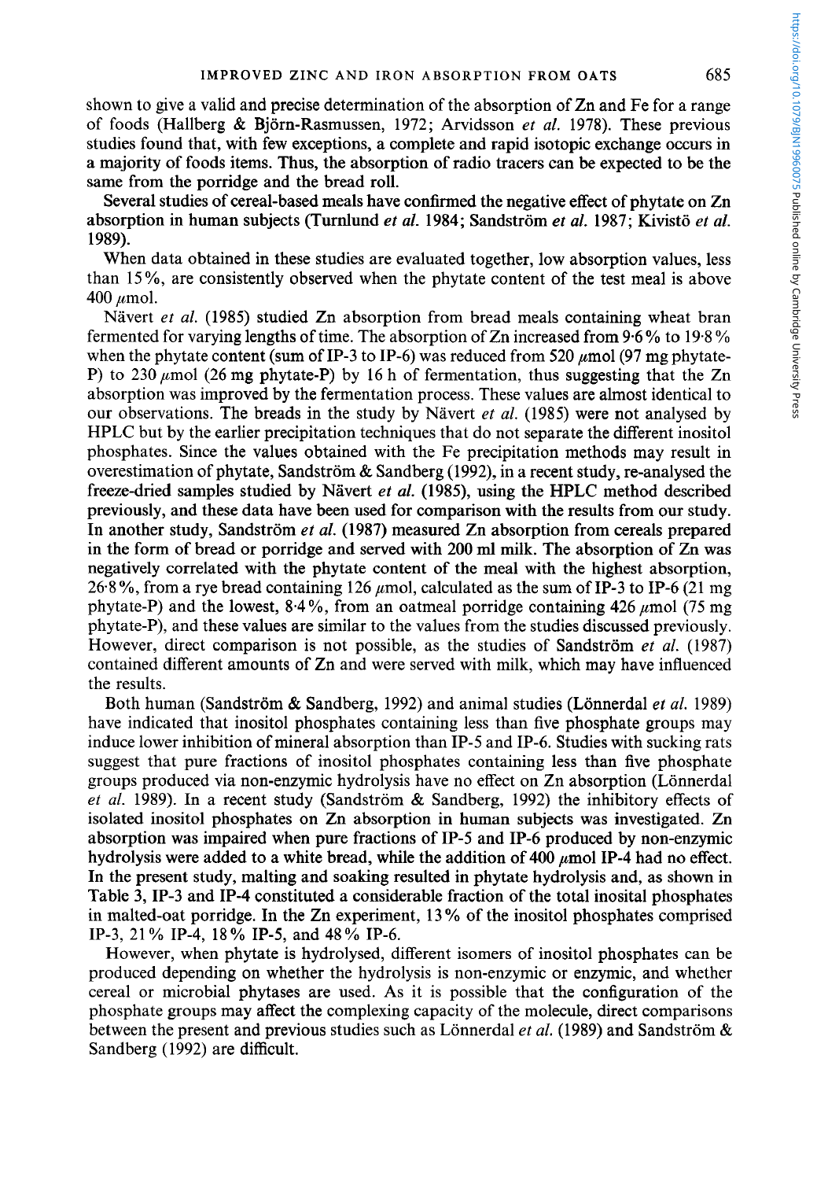shown to give a valid and precise determination of the absorption of Zn and Fe for a range of foods (Hallberg & Björn-Rasmussen, 1972; Arvidsson *et al.* 1978). These previous studies found that, with few exceptions, a complete and rapid isotopic exchange occurs in a majority of foods items. Thus, the absorption of radio tracers can be expected to be the same from the porridge and the bread roll.

Several studies of cereal-based meals have confirmed the negative effect of phytate on Zn absorption in human subjects (Turnlund *et al.* 1984; Sandström *et al.* 1987; Kivistö *et al.* 1989).

When data obtained in these studies are evaluated together, low absorption values, less than 15%, are consistently observed when the phytate content of the test meal is above 400 $\mu$mol.

Nävert *et al.* (1985) studied Zn absorption from bread meals containing wheat bran fermented for varying lengths of time. The absorption of Zn increased from 9·6% to 19·8% when the phytate content (sum of IP-3 to IP-6) was reduced from 520 $\mu$mol (97 mg phytate-P) to 230 $\mu$mol (26 mg phytate-P) by 16 h of fermentation, thus suggesting that the Zn absorption was improved by the fermentation process. These values are almost identical to our observations. The breads in the study by Nävert *et al.* (1985) were not analysed by HPLC but by the earlier precipitation techniques that do not separate the different inositol phosphates. Since the values obtained with the Fe precipitation methods may result in overestimation of phytate, Sandström & Sandberg (1992), in a recent study, re-analysed the freeze-dried samples studied by Nävert *et al.* (1985), using the HPLC method described previously, and these data have been used for comparison with the results from our study. In another study, Sandström *et al.* (1987) measured Zn absorption from cereals prepared in the form of bread or porridge and served with 200 ml milk. The absorption of Zn was negatively correlated with the phytate content of the meal with the highest absorption, 26·8%, from a rye bread containing 126 $\mu$mol, calculated as the sum of IP-3 to IP-6 (21 mg phytate-P) and the lowest, 8·4%, from an oatmeal porridge containing 426 $\mu$mol (75 mg phytate-P), and these values are similar to the values from the studies discussed previously. However, direct comparison is not possible, as the studies of Sandström *et al.* (1987) contained different amounts of Zn and were served with milk, which may have influenced the results.

Both human (Sandström & Sandberg, 1992) and animal studies (Lönnerdal *et al.* 1989) have indicated that inositol phosphates containing less than five phosphate groups may induce lower inhibition of mineral absorption than IP-5 and IP-6. Studies with sucking rats suggest that pure fractions of inositol phosphates containing less than five phosphate groups produced via non-enzymic hydrolysis have no effect on Zn absorption (Lönnerdal *et al.* 1989). In a recent study (Sandström & Sandberg, 1992) the inhibitory effects of isolated inositol phosphates on Zn absorption in human subjects was investigated. Zn absorption was impaired when pure fractions of IP-5 and IP-6 produced by non-enzymic hydrolysis were added to a white bread, while the addition of 400 $\mu$mol IP-4 had no effect. In the present study, malting and soaking resulted in phytate hydrolysis and, as shown in Table 3, IP-3 and IP-4 constituted a considerable fraction of the total inosital phosphates in malted-oat porridge. In the Zn experiment, 13% of the inositol phosphates comprised IP-3, 21% IP-4, 18% IP-5, and 48% IP-6.

However, when phytate is hydrolysed, different isomers of inositol phosphates can be produced depending on whether the hydrolysis is non-enzymic or enzymic, and whether cereal or microbial phytases are used. As it is possible that the configuration of the phosphate groups may affect the complexing capacity of the molecule, direct comparisons between the present and previous studies such as Lönnerdal *et al.* (1989) and Sandström & Sandberg (1992) are difficult.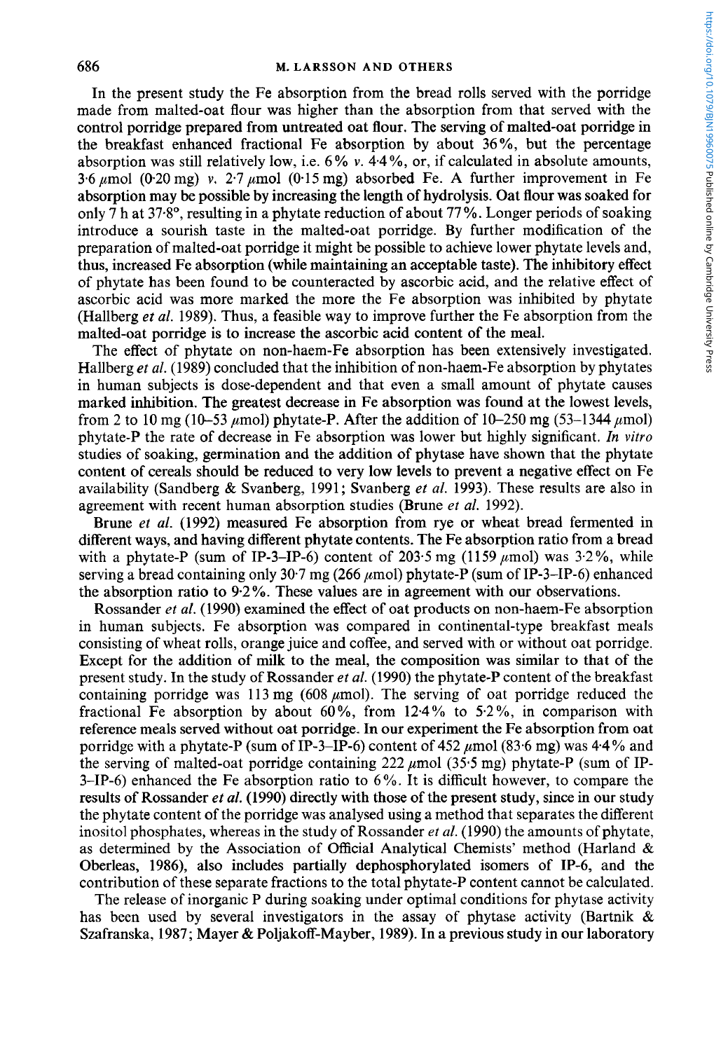In the present study the Fe absorption from the bread rolls served with the porridge made from malted-oat flour was higher than the absorption from that served with the control porridge prepared from untreated oat flour. The serving of malted-oat porridge in the breakfast enhanced fractional Fe absorption by about 36%, but the percentage absorption was still relatively low, i.e. 6% *v.* 4·4%, or, if calculated in absolute amounts, 3·6 μmol (0·20 mg) *v.* 2·7 μmol (0·15 mg) absorbed Fe. A further improvement in Fe absorption may be possible by increasing the length of hydrolysis. Oat flour was soaked for only 7 h at 37·8°, resulting in a phytate reduction of about 77%. Longer periods of soaking introduce a sourish taste in the malted-oat porridge. By further modification of the preparation of malted-oat porridge it might be possible to achieve lower phytate levels and, thus, increased Fe absorption (while maintaining an acceptable taste). The inhibitory effect of phytate has been found to be counteracted by ascorbic acid, and the relative effect of ascorbic acid was more marked the more the Fe absorption was inhibited by phytate (Hallberg *et al.* 1989). Thus, a feasible way to improve further the Fe absorption from the malted-oat porridge is to increase the ascorbic acid content of the meal.

The effect of phytate on non-haem-Fe absorption has been extensively investigated. Hallberg *et al.* (1989) concluded that the inhibition of non-haem-Fe absorption by phytates in human subjects is dose-dependent and that even a small amount of phytate causes marked inhibition. The greatest decrease in Fe absorption was found at the lowest levels, from 2 to 10 mg (10–53 μmol) phytate-P. After the addition of 10–250 mg (53–1344 μmol) phytate-P the rate of decrease in Fe absorption was lower but highly significant. *In vitro* studies of soaking, germination and the addition of phytase have shown that the phytate content of cereals should be reduced to very low levels to prevent a negative effect on Fe availability (Sandberg & Svanberg, 1991; Svanberg *et al.* 1993). These results are also in agreement with recent human absorption studies (Brune *et al.* 1992).

Brune *et al.* (1992) measured Fe absorption from rye or wheat bread fermented in different ways, and having different phytate contents. The Fe absorption ratio from a bread with a phytate-P (sum of IP-3–IP-6) content of 203·5 mg (1159 μmol) was 3·2%, while serving a bread containing only 30·7 mg (266 μmol) phytate-P (sum of IP-3–IP-6) enhanced the absorption ratio to 9·2%. These values are in agreement with our observations.

Rossander *et al.* (1990) examined the effect of oat products on non-haem-Fe absorption in human subjects. Fe absorption was compared in continental-type breakfast meals consisting of wheat rolls, orange juice and coffee, and served with or without oat porridge. Except for the addition of milk to the meal, the composition was similar to that of the present study. In the study of Rossander *et al.* (1990) the phytate-P content of the breakfast containing porridge was 113 mg (608 μmol). The serving of oat porridge reduced the fractional Fe absorption by about 60%, from 12·4% to 5·2%, in comparison with reference meals served without oat porridge. In our experiment the Fe absorption from oat porridge with a phytate-P (sum of IP-3–IP-6) content of 452 μmol (83·6 mg) was 4·4% and the serving of malted-oat porridge containing 222 μmol (35·5 mg) phytate-P (sum of IP-3–IP-6) enhanced the Fe absorption ratio to 6%. It is difficult however, to compare the results of Rossander *et al.* (1990) directly with those of the present study, since in our study the phytate content of the porridge was analysed using a method that separates the different inositol phosphates, whereas in the study of Rossander *et al.* (1990) the amounts of phytate, as determined by the Association of Official Analytical Chemists' method (Harland & Oberleas, 1986), also includes partially dephosphorylated isomers of IP-6, and the contribution of these separate fractions to the total phytate-P content cannot be calculated.

The release of inorganic P during soaking under optimal conditions for phytase activity has been used by several investigators in the assay of phytase activity (Bartnik & Szafranska, 1987; Mayer & Poljakoff-Mayber, 1989). In a previous study in our laboratory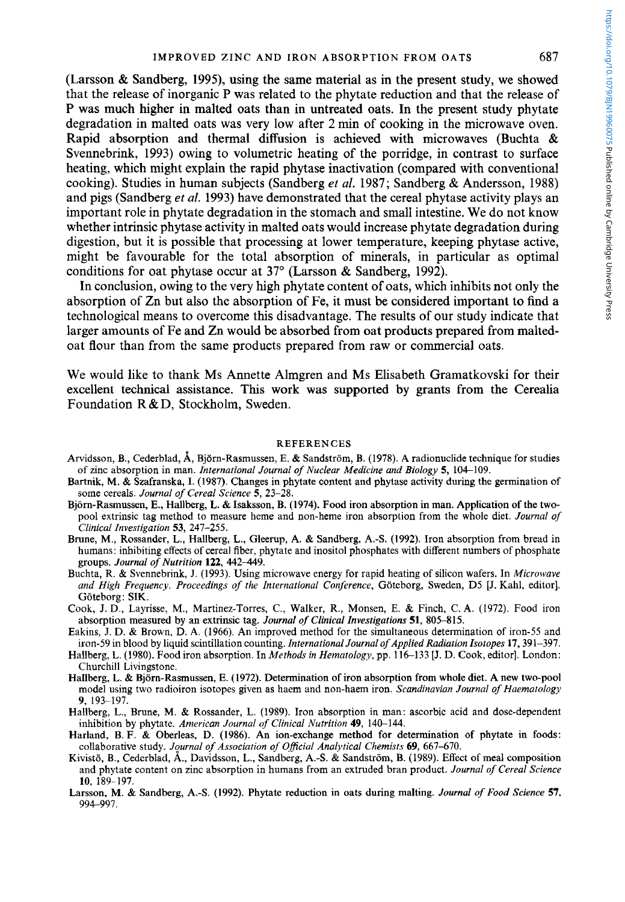(Larsson & Sandberg, 1995), using the same material as in the present study, we showed that the release of inorganic P was related to the phytate reduction and that the release of P was much higher in malted oats than in untreated oats. In the present study phytate degradation in malted oats was very low after 2 min of cooking in the microwave oven. Rapid absorption and thermal diffusion is achieved with microwaves (Buchta & Svennebrink, 1993) owing to volumetric heating of the porridge, in contrast to surface heating, which might explain the rapid phytase inactivation (compared with conventional cooking). Studies in human subjects (Sandberg *et al.* 1987; Sandberg & Andersson, 1988) and pigs (Sandberg *et al.* 1993) have demonstrated that the cereal phytase activity plays an important role in phytate degradation in the stomach and small intestine. We do not know whether intrinsic phytase activity in malted oats would increase phytate degradation during digestion, but it is possible that processing at lower temperature, keeping phytase active, might be favourable for the total absorption of minerals, in particular as optimal conditions for oat phytase occur at 37° (Larsson & Sandberg, 1992).

In conclusion, owing to the very high phytate content of oats, which inhibits not only the absorption of Zn but also the absorption of Fe, it must be considered important to find a technological means to overcome this disadvantage. The results of our study indicate that larger amounts of Fe and Zn would be absorbed from oat products prepared from malted-oat flour than from the same products prepared from raw or commercial oats.

We would like to thank Ms Annette Almgren and Ms Elisabeth Gramatkovski for their excellent technical assistance. This work was supported by grants from the Cerealia Foundation R&D, Stockholm, Sweden.

## REFERENCES

Arvidsson, B., Cederblad, Å, Björn-Rasmussen, E. & Sandström, B. (1978). A radionuclide technique for studies of zinc absorption in man. *International Journal of Nuclear Medicine and Biology* **5**, 104–109.

Bartnik, M. & Szafranska, I. (1987). Changes in phytate content and phytase activity during the germination of some cereals. *Journal of Cereal Science* **5**, 23–28.

Björn-Rasmussen, E., Hallberg, L. & Isaksson, B. (1974). Food iron absorption in man. Application of the two-pool extrinsic tag method to measure heme and non-heme iron absorption from the whole diet. *Journal of Clinical Investigation* **53**, 247–255.

Brune, M., Rossander, L., Hallberg, L., Gleerup, A. & Sandberg, A.-S. (1992). Iron absorption from bread in humans: inhibiting effects of cereal fiber, phytate and inositol phosphates with different numbers of phosphate groups. *Journal of Nutrition* **122**, 442–449.

Buchta, R. & Svennebrink, J. (1993). Using microwave energy for rapid heating of silicon wafers. In *Microwave and High Frequency. Proceedings of the International Conference*, Göteborg, Sweden, D5 [J. Kahl, editor]. Göteborg: SIK.

Cook, J. D., Layrisse, M., Martinez-Torres, C., Walker, R., Monsen, E. & Finch, C. A. (1972). Food iron absorption measured by an extrinsic tag. *Journal of Clinical Investigations* **51**, 805–815.

Eakins, J. D. & Brown, D. A. (1966). An improved method for the simultaneous determination of iron-55 and iron-59 in blood by liquid scintillation counting. *International Journal of Applied Radiation Isotopes* **17**, 391–397.

Hallberg, L. (1980). Food iron absorption. In *Methods in Hematology*, pp. 116–133 [J. D. Cook, editor]. London: Churchill Livingstone.

Hallberg, L. & Björn-Rasmussen, E. (1972). Determination of iron absorption from whole diet. A new two-pool model using two radioiron isotopes given as haem and non-haem iron. *Scandinavian Journal of Haematology* **9**, 193–197.

Hallberg, L., Brune, M. & Rossander, L. (1989). Iron absorption in man: ascorbic acid and dose-dependent inhibition by phytate. *American Journal of Clinical Nutrition* **49**, 140–144.

Harland, B. F. & Oberleas, D. (1986). An ion-exchange method for determination of phytate in foods: collaborative study. *Journal of Association of Official Analytical Chemists* **69**, 667–670.

Kivistö, B., Cederblad, Å., Davidsson, L., Sandberg, A.-S. & Sandström, B. (1989). Effect of meal composition and phytate content on zinc absorption in humans from an extruded bran product. *Journal of Cereal Science* **10**, 189–197.

Larsson, M. & Sandberg, A.-S. (1992). Phytate reduction in oats during malting. *Journal of Food Science* **57**, 994–997.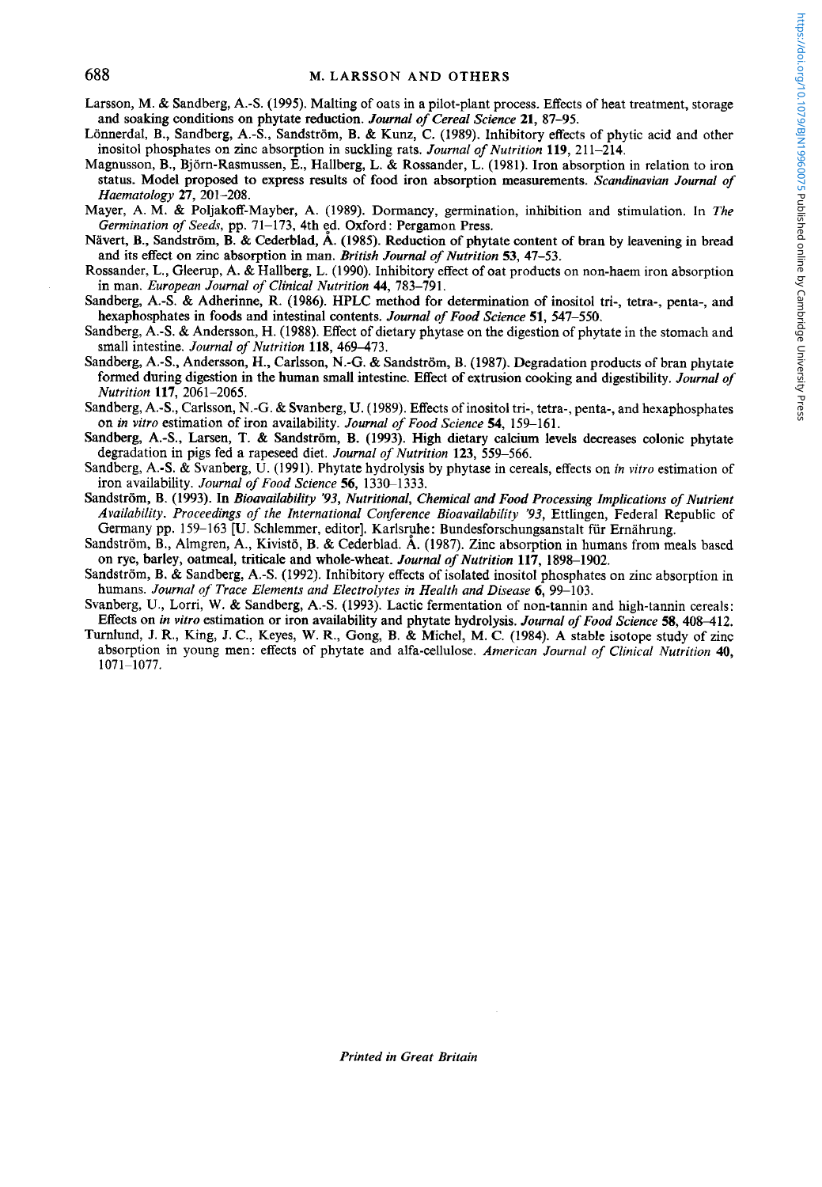Larsson, M. & Sandberg, A.-S. (1995). Malting of oats in a pilot-plant process. Effects of heat treatment, storage and soaking conditions on phytate reduction. *Journal of Cereal Science* **21**, 87–95.

Lönnerdal, B., Sandberg, A.-S., Sandström, B. & Kunz, C. (1989). Inhibitory effects of phytic acid and other inositol phosphates on zinc absorption in suckling rats. *Journal of Nutrition* **119**, 211–214.

Magnusson, B., Björn-Rasmussen, E., Hallberg, L. & Rossander, L. (1981). Iron absorption in relation to iron status. Model proposed to express results of food iron absorption measurements. *Scandinavian Journal of Haematology* **27**, 201–208.

Mayer, A. M. & Poljakoff-Mayber, A. (1989). Dormancy, germination, inhibition and stimulation. In *The Germination of Seeds*, pp. 71–173, 4th ed. Oxford: Pergamon Press.

Nävert, B., Sandström, B. & Cederblad, Å. (1985). Reduction of phytate content of bran by leavening in bread and its effect on zinc absorption in man. *British Journal of Nutrition* **53**, 47–53.

Rossander, L., Gleerup, A. & Hallberg, L. (1990). Inhibitory effect of oat products on non-haem iron absorption in man. *European Journal of Clinical Nutrition* **44**, 783–791.

Sandberg, A.-S. & Adherinne, R. (1986). HPLC method for determination of inositol tri-, tetra-, penta-, and hexaphosphates in foods and intestinal contents. *Journal of Food Science* **51**, 547–550.

Sandberg, A.-S. & Andersson, H. (1988). Effect of dietary phytase on the digestion of phytate in the stomach and small intestine. *Journal of Nutrition* **118**, 469–473.

Sandberg, A.-S., Andersson, H., Carlsson, N.-G. & Sandström, B. (1987). Degradation products of bran phytate formed during digestion in the human small intestine. Effect of extrusion cooking and digestibility. *Journal of Nutrition* **117**, 2061–2065.

Sandberg, A.-S., Carlsson, N.-G. & Svanberg, U. (1989). Effects of inositol tri-, tetra-, penta-, and hexaphosphates on *in vitro* estimation of iron availability. *Journal of Food Science* **54**, 159–161.

Sandberg, A.-S., Larsen, T. & Sandström, B. (1993). High dietary calcium levels decreases colonic phytate degradation in pigs fed a rapeseed diet. *Journal of Nutrition* **123**, 559–566.

Sandberg, A.-S. & Svanberg, U. (1991). Phytate hydrolysis by phytase in cereals, effects on *in vitro* estimation of iron availability. *Journal of Food Science* **56**, 1330–1333.

Sandström, B. (1993). In *Bioavailability '93, Nutritional, Chemical and Food Processing Implications of Nutrient Availability. Proceedings of the International Conference Bioavailability '93*, Ettlingen, Federal Republic of Germany pp. 159–163 [U. Schlemmer, editor]. Karlsruhe: Bundesforschungsanstalt für Ernährung.

Sandström, B., Almgren, A., Kivistö, B. & Cederblad. Å. (1987). Zinc absorption in humans from meals based on rye, barley, oatmeal, triticale and whole-wheat. *Journal of Nutrition* **117**, 1898–1902.

Sandström, B. & Sandberg, A.-S. (1992). Inhibitory effects of isolated inositol phosphates on zinc absorption in humans. *Journal of Trace Elements and Electrolytes in Health and Disease* **6**, 99–103.

Svanberg, U., Lorri, W. & Sandberg, A.-S. (1993). Lactic fermentation of non-tannin and high-tannin cereals: Effects on *in vitro* estimation or iron availability and phytate hydrolysis. *Journal of Food Science* **58**, 408–412.

Turnlund, J. R., King, J. C., Keyes, W. R., Gong, B. & Michel, M. C. (1984). A stable isotope study of zinc absorption in young men: effects of phytate and alfa-cellulose. *American Journal of Clinical Nutrition* **40**, 1071–1077.

*Printed in Great Britain*